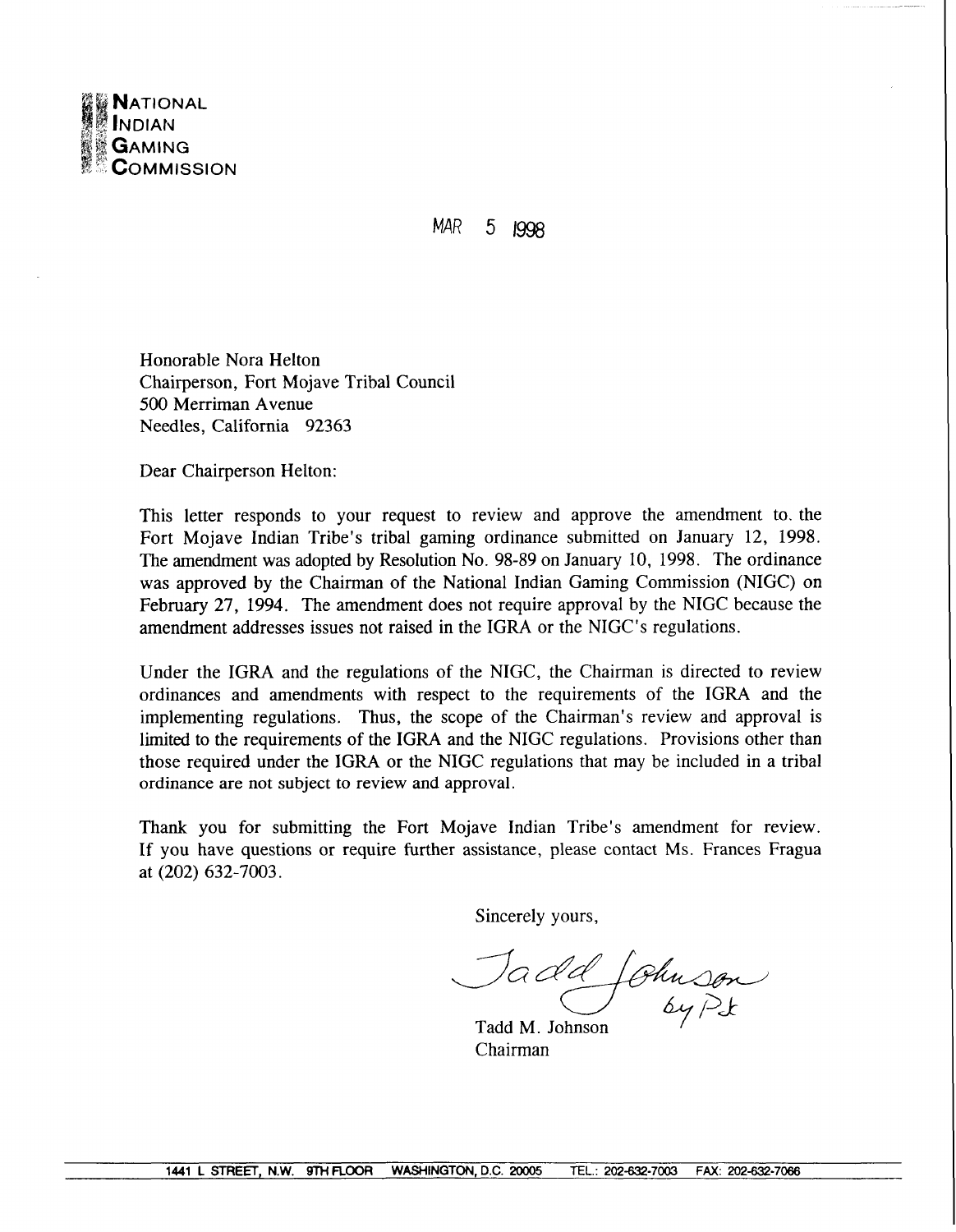**NATIONAL INDIAN GAMING COMMISSION**

MAR 5 1998

Honorable Nora Helton  
Chairperson, Fort Mojave Tribal Council  
500 Merriman Avenue  
Needles, California 92363

Dear Chairperson Helton:

This letter responds to your request to review and approve the amendment to the Fort Mojave Indian Tribe's tribal gaming ordinance submitted on January 12, 1998. The amendment was adopted by Resolution No. 98-89 on January 10, 1998. The ordinance was approved by the Chairman of the National Indian Gaming Commission (NIGC) on February 27, 1994. The amendment does not require approval by the NIGC because the amendment addresses issues not raised in the IGRA or the NIGC's regulations.

Under the IGRA and the regulations of the NIGC, the Chairman is directed to review ordinances and amendments with respect to the requirements of the IGRA and the implementing regulations. Thus, the scope of the Chairman's review and approval is limited to the requirements of the IGRA and the NIGC regulations. Provisions other than those required under the IGRA or the NIGC regulations that may be included in a tribal ordinance are not subject to review and approval.

Thank you for submitting the Fort Mojave Indian Tribe's amendment for review. If you have questions or require further assistance, please contact Ms. Frances Fragua at (202) 632-7003.

Sincerely yours,

Tadd Johnson by PJ

Tadd M. Johnson  
Chairman

1441 L STREET, N.W. 9TH FLOOR WASHINGTON, D.C. 20005 TEL.: 202-632-7003 FAX: 202-632-7066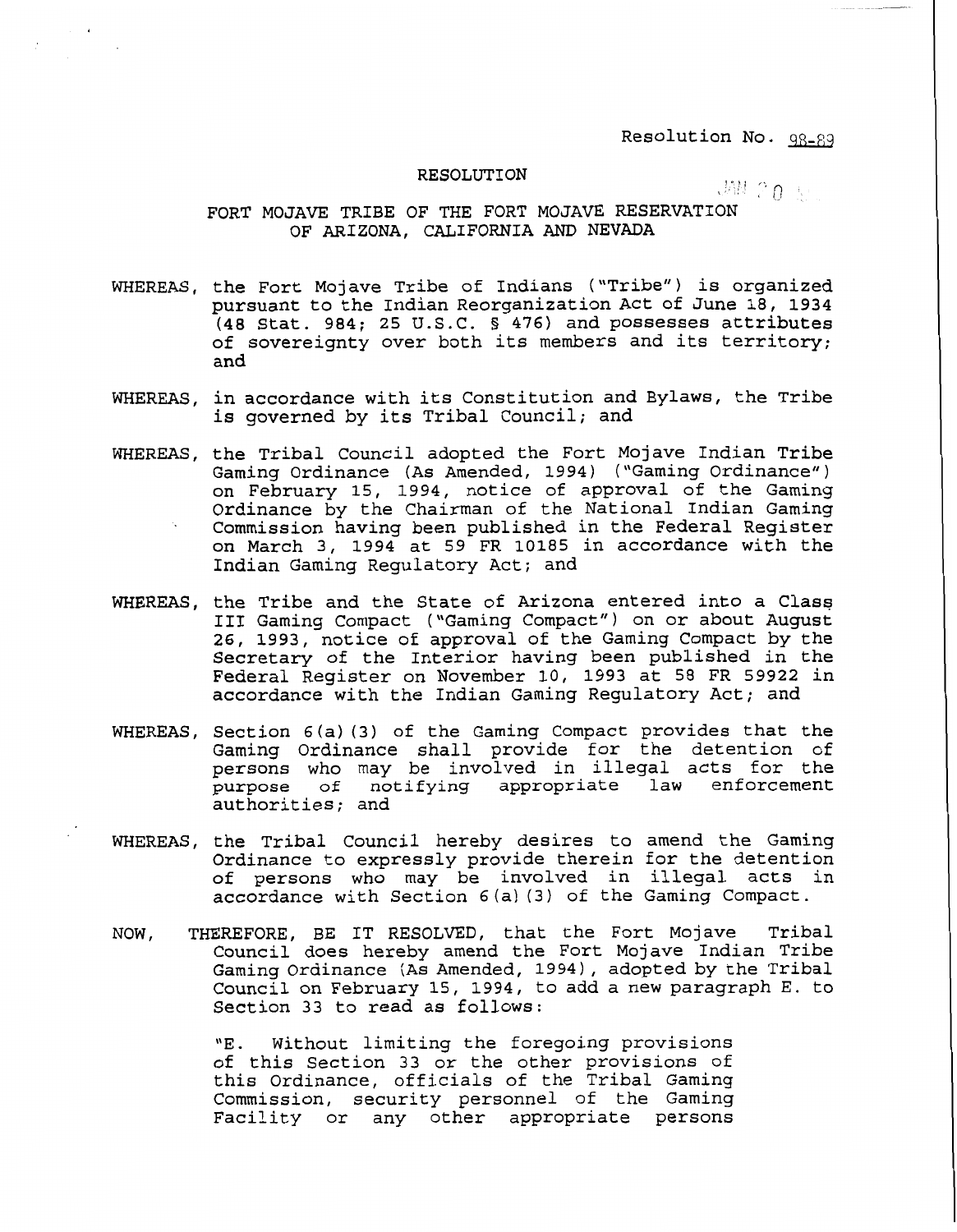Resolution No. 98-89

RESOLUTION

FORT MOJAVE TRIBE OF THE FORT MOJAVE RESERVATION
OF ARIZONA, CALIFORNIA AND NEVADA

WHEREAS, the Fort Mojave Tribe of Indians ("Tribe") is organized pursuant to the Indian Reorganization Act of June 18, 1934 (48 Stat. 984; 25 U.S.C. § 476) and possesses attributes of sovereignty over both its members and its territory; and

WHEREAS, in accordance with its Constitution and Bylaws, the Tribe is governed by its Tribal Council; and

WHEREAS, the Tribal Council adopted the Fort Mojave Indian Tribe Gaming Ordinance (As Amended, 1994) ("Gaming Ordinance") on February 15, 1994, notice of approval of the Gaming Ordinance by the Chairman of the National Indian Gaming Commission having been published in the Federal Register on March 3, 1994 at 59 FR 10185 in accordance with the Indian Gaming Regulatory Act; and

WHEREAS, the Tribe and the State of Arizona entered into a Class III Gaming Compact ("Gaming Compact") on or about August 26, 1993, notice of approval of the Gaming Compact by the Secretary of the Interior having been published in the Federal Register on November 10, 1993 at 58 FR 59922 in accordance with the Indian Gaming Regulatory Act; and

WHEREAS, Section 6(a)(3) of the Gaming Compact provides that the Gaming Ordinance shall provide for the detention of persons who may be involved in illegal acts for the purpose of notifying appropriate law enforcement authorities; and

WHEREAS, the Tribal Council hereby desires to amend the Gaming Ordinance to expressly provide therein for the detention of persons who may be involved in illegal acts in accordance with Section 6(a)(3) of the Gaming Compact.

NOW, THEREFORE, BE IT RESOLVED, that the Fort Mojave Tribal Council does hereby amend the Fort Mojave Indian Tribe Gaming Ordinance (As Amended, 1994), adopted by the Tribal Council on February 15, 1994, to add a new paragraph E. to Section 33 to read as follows:

> "E. Without limiting the foregoing provisions of this Section 33 or the other provisions of this Ordinance, officials of the Tribal Gaming Commission, security personnel of the Gaming Facility or any other appropriate persons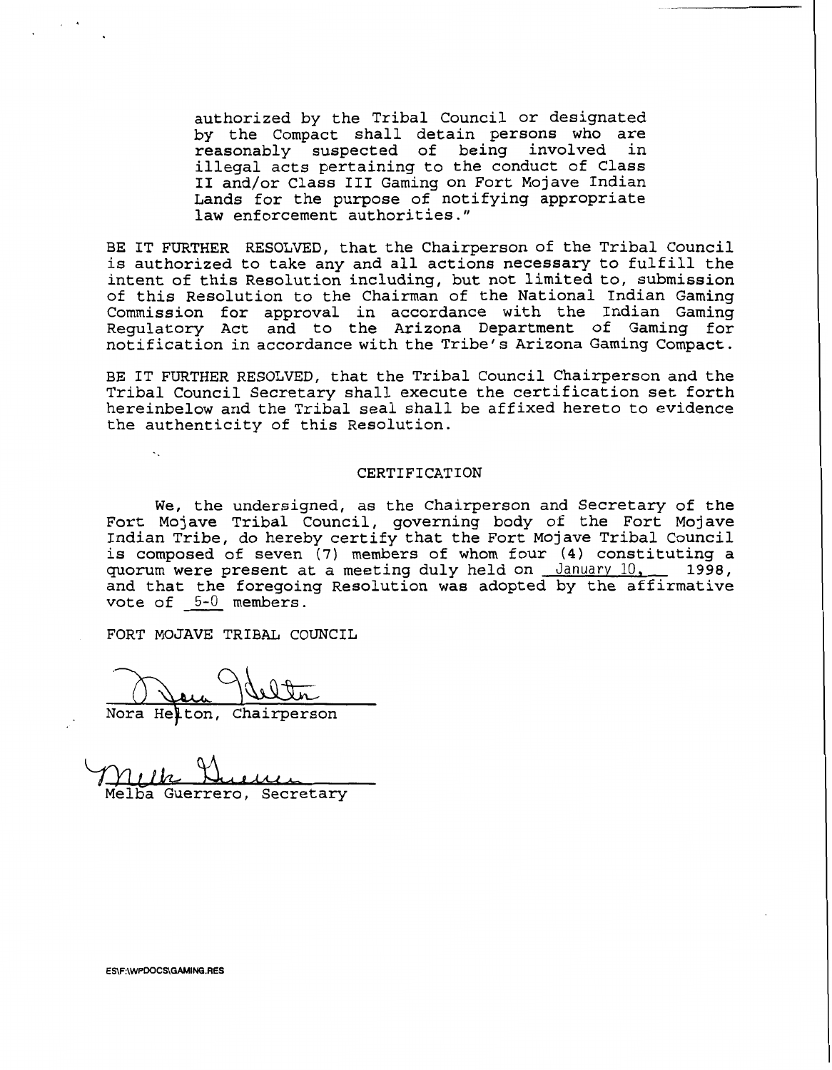authorized by the Tribal Council or designated by the Compact shall detain persons who are reasonably suspected of being involved in illegal acts pertaining to the conduct of Class II and/or Class III Gaming on Fort Mojave Indian Lands for the purpose of notifying appropriate law enforcement authorities."

BE IT FURTHER RESOLVED, that the Chairperson of the Tribal Council is authorized to take any and all actions necessary to fulfill the intent of this Resolution including, but not limited to, submission of this Resolution to the Chairman of the National Indian Gaming Commission for approval in accordance with the Indian Gaming Regulatory Act and to the Arizona Department of Gaming for notification in accordance with the Tribe's Arizona Gaming Compact.

BE IT FURTHER RESOLVED, that the Tribal Council Chairperson and the Tribal Council Secretary shall execute the certification set forth hereinbelow and the Tribal seal shall be affixed hereto to evidence the authenticity of this Resolution.

## CERTIFICATION

We, the undersigned, as the Chairperson and Secretary of the Fort Mojave Tribal Council, governing body of the Fort Mojave Indian Tribe, do hereby certify that the Fort Mojave Tribal Council is composed of seven (7) members of whom four (4) constituting a quorum were present at a meeting duly held on January 10, 1998, and that the foregoing Resolution was adopted by the affirmative vote of 5-0 members.

FORT MOJAVE TRIBAL COUNCIL

Nora Helton, Chairperson

Melba Guerrero, Secretary

ES\F:\WPDOCS\GAMING.RES